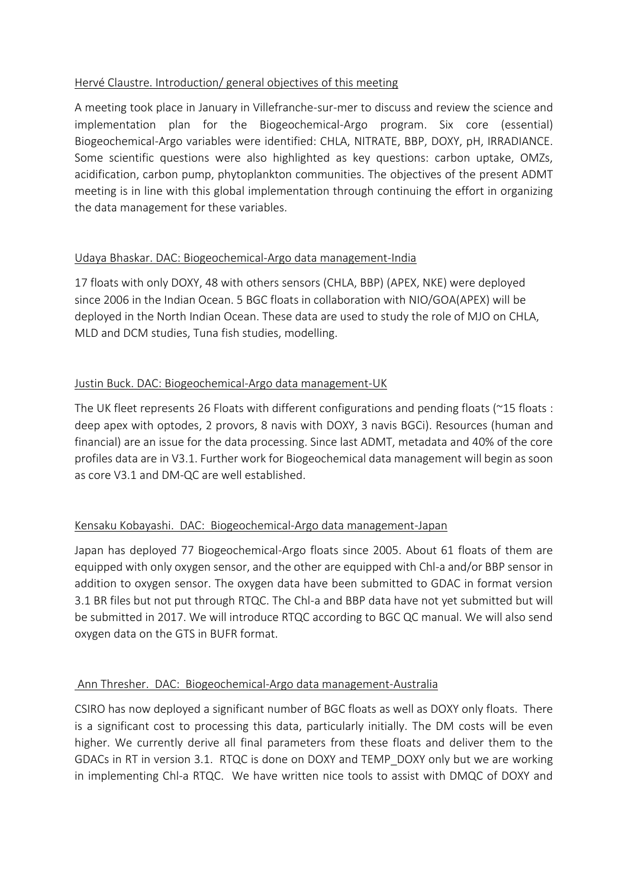Hervé Claustre. Introduction/ general objectives of this meeting

A meeting took place in January in Villefranche-sur-mer to discuss and review the science and implementation plan for the Biogeochemical-Argo program. Six core (essential) Biogeochemical-Argo variables were identified: CHLA, NITRATE, BBP, DOXY, pH, IRRADIANCE. Some scientific questions were also highlighted as key questions: carbon uptake, OMZs, acidification, carbon pump, phytoplankton communities. The objectives of the present ADMT meeting is in line with this global implementation through continuing the effort in organizing the data management for these variables.

Udaya Bhaskar. DAC: Biogeochemical-Argo data management-India

17 floats with only DOXY, 48 with others sensors (CHLA, BBP) (APEX, NKE) were deployed since 2006 in the Indian Ocean. 5 BGC floats in collaboration with NIO/GOA(APEX) will be deployed in the North Indian Ocean. These data are used to study the role of MJO on CHLA, MLD and DCM studies, Tuna fish studies, modelling.

Justin Buck. DAC: Biogeochemical-Argo data management-UK

The UK fleet represents 26 Floats with different configurations and pending floats (~15 floats : deep apex with optodes, 2 provors, 8 navis with DOXY, 3 navis BGCi). Resources (human and financial) are an issue for the data processing. Since last ADMT, metadata and 40% of the core profiles data are in V3.1. Further work for Biogeochemical data management will begin as soon as core V3.1 and DM-QC are well established.

Kensaku Kobayashi. DAC: Biogeochemical-Argo data management-Japan

Japan has deployed 77 Biogeochemical-Argo floats since 2005. About 61 floats of them are equipped with only oxygen sensor, and the other are equipped with Chl-a and/or BBP sensor in addition to oxygen sensor. The oxygen data have been submitted to GDAC in format version 3.1 BR files but not put through RTQC. The Chl-a and BBP data have not yet submitted but will be submitted in 2017. We will introduce RTQC according to BGC QC manual. We will also send oxygen data on the GTS in BUFR format.

Ann Thresher. DAC: Biogeochemical-Argo data management-Australia

CSIRO has now deployed a significant number of BGC floats as well as DOXY only floats. There is a significant cost to processing this data, particularly initially. The DM costs will be even higher. We currently derive all final parameters from these floats and deliver them to the GDACs in RT in version 3.1. RTQC is done on DOXY and TEMP_DOXY only but we are working in implementing Chl-a RTQC. We have written nice tools to assist with DMQC of DOXY and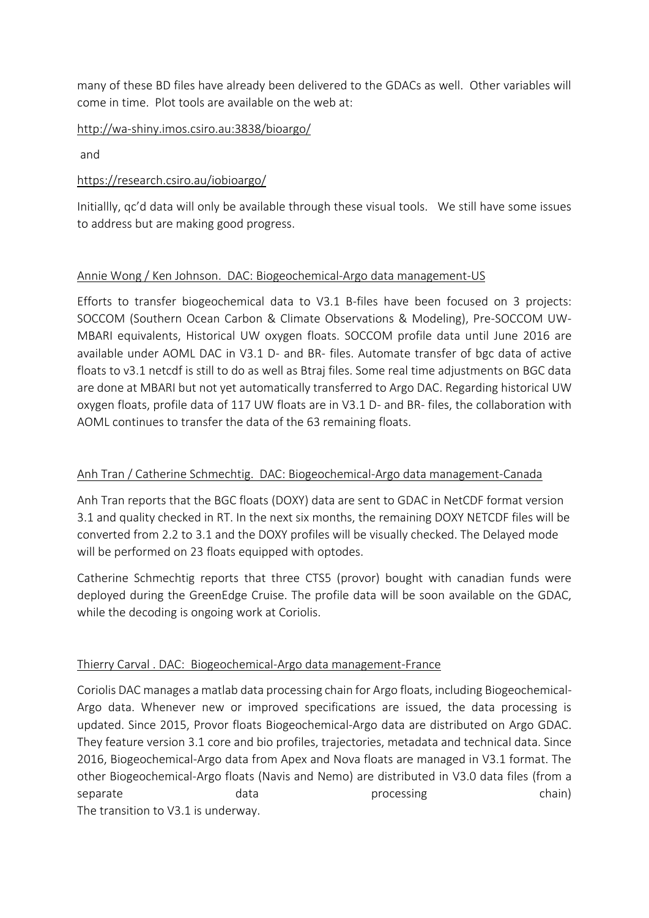many of these BD files have already been delivered to the GDACs as well. Other variables will come in time. Plot tools are available on the web at:

http://wa-shiny.imos.csiro.au:3838/bioargo/

and

https://research.csiro.au/iobioargo/

Initiallly, qc'd data will only be available through these visual tools. We still have some issues to address but are making good progress.

Annie Wong / Ken Johnson. DAC: Biogeochemical-Argo data management-US

Efforts to transfer biogeochemical data to V3.1 B-files have been focused on 3 projects: SOCCOM (Southern Ocean Carbon & Climate Observations & Modeling), Pre-SOCCOM UW-MBARI equivalents, Historical UW oxygen floats. SOCCOM profile data until June 2016 are available under AOML DAC in V3.1 D- and BR- files. Automate transfer of bgc data of active floats to v3.1 netcdf is still to do as well as Btraj files. Some real time adjustments on BGC data are done at MBARI but not yet automatically transferred to Argo DAC. Regarding historical UW oxygen floats, profile data of 117 UW floats are in V3.1 D- and BR- files, the collaboration with AOML continues to transfer the data of the 63 remaining floats.

Anh Tran / Catherine Schmechtig. DAC: Biogeochemical-Argo data management-Canada

Anh Tran reports that the BGC floats (DOXY) data are sent to GDAC in NetCDF format version 3.1 and quality checked in RT. In the next six months, the remaining DOXY NETCDF files will be converted from 2.2 to 3.1 and the DOXY profiles will be visually checked. The Delayed mode will be performed on 23 floats equipped with optodes.

Catherine Schmechtig reports that three CTS5 (provor) bought with canadian funds were deployed during the GreenEdge Cruise. The profile data will be soon available on the GDAC, while the decoding is ongoing work at Coriolis.

Thierry Carval . DAC: Biogeochemical-Argo data management-France

Coriolis DAC manages a matlab data processing chain for Argo floats, including Biogeochemical-Argo data. Whenever new or improved specifications are issued, the data processing is updated. Since 2015, Provor floats Biogeochemical-Argo data are distributed on Argo GDAC. They feature version 3.1 core and bio profiles, trajectories, metadata and technical data. Since 2016, Biogeochemical-Argo data from Apex and Nova floats are managed in V3.1 format. The other Biogeochemical-Argo floats (Navis and Nemo) are distributed in V3.0 data files (from a separate data processing chain)
The transition to V3.1 is underway.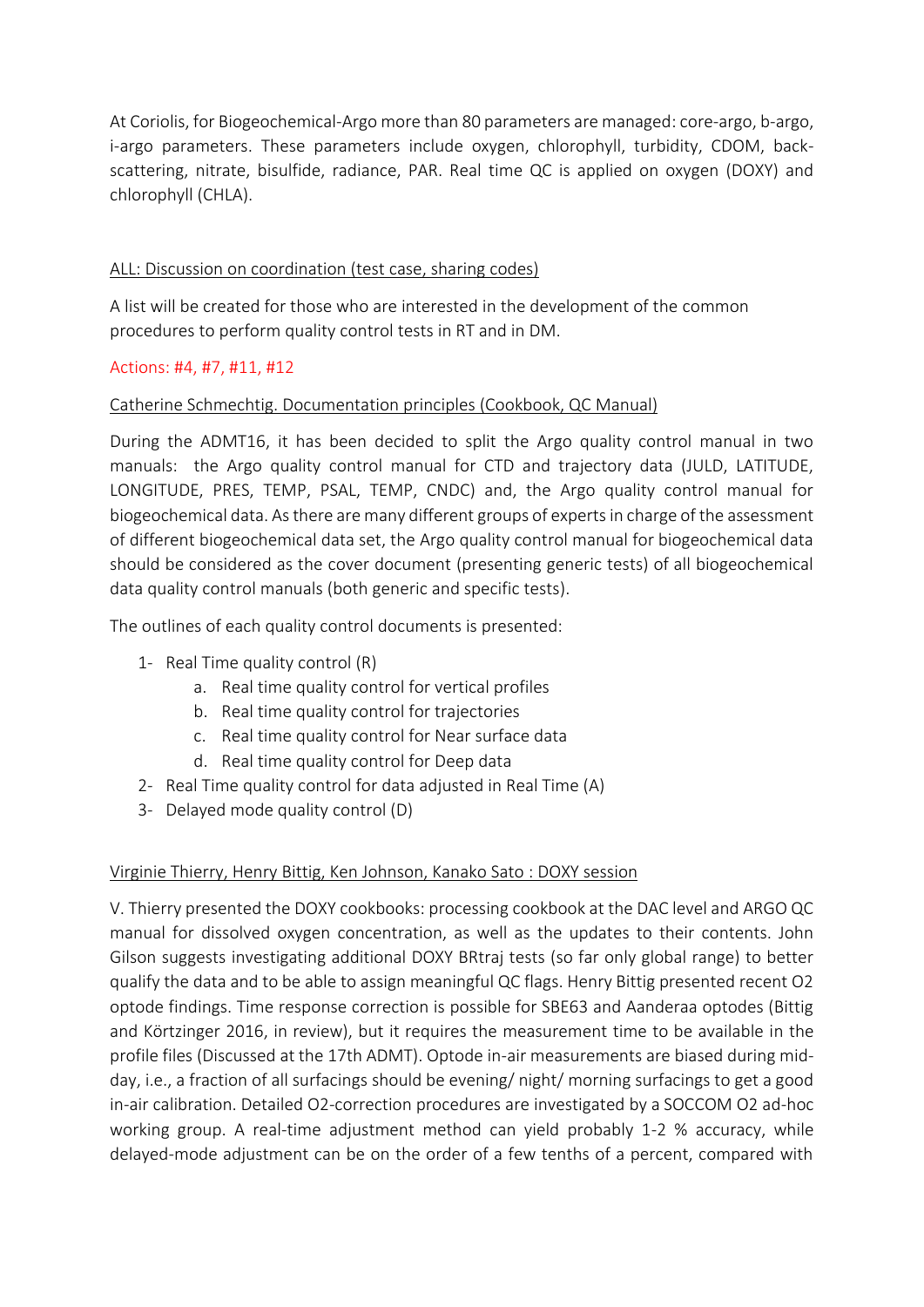At Coriolis, for Biogeochemical-Argo more than 80 parameters are managed: core-argo, b-argo, i-argo parameters. These parameters include oxygen, chlorophyll, turbidity, CDOM, back-scattering, nitrate, bisulfide, radiance, PAR. Real time QC is applied on oxygen (DOXY) and chlorophyll (CHLA).

ALL: Discussion on coordination (test case, sharing codes)

A list will be created for those who are interested in the development of the common procedures to perform quality control tests in RT and in DM.

Actions: #4, #7, #11, #12

Catherine Schmechtig. Documentation principles (Cookbook, QC Manual)

During the ADMT16, it has been decided to split the Argo quality control manual in two manuals: the Argo quality control manual for CTD and trajectory data (JULD, LATITUDE, LONGITUDE, PRES, TEMP, PSAL, TEMP, CNDC) and, the Argo quality control manual for biogeochemical data. As there are many different groups of experts in charge of the assessment of different biogeochemical data set, the Argo quality control manual for biogeochemical data should be considered as the cover document (presenting generic tests) of all biogeochemical data quality control manuals (both generic and specific tests).

The outlines of each quality control documents is presented:

1- Real Time quality control (R)
   a. Real time quality control for vertical profiles
   b. Real time quality control for trajectories
   c. Real time quality control for Near surface data
   d. Real time quality control for Deep data
2- Real Time quality control for data adjusted in Real Time (A)
3- Delayed mode quality control (D)

Virginie Thierry, Henry Bittig, Ken Johnson, Kanako Sato : DOXY session

V. Thierry presented the DOXY cookbooks: processing cookbook at the DAC level and ARGO QC manual for dissolved oxygen concentration, as well as the updates to their contents. John Gilson suggests investigating additional DOXY BRtraj tests (so far only global range) to better qualify the data and to be able to assign meaningful QC flags. Henry Bittig presented recent O2 optode findings. Time response correction is possible for SBE63 and Aanderaa optodes (Bittig and Körtzinger 2016, in review), but it requires the measurement time to be available in the profile files (Discussed at the 17th ADMT). Optode in-air measurements are biased during mid-day, i.e., a fraction of all surfacings should be evening/ night/ morning surfacings to get a good in-air calibration. Detailed O2-correction procedures are investigated by a SOCCOM O2 ad-hoc working group. A real-time adjustment method can yield probably 1-2 % accuracy, while delayed-mode adjustment can be on the order of a few tenths of a percent, compared with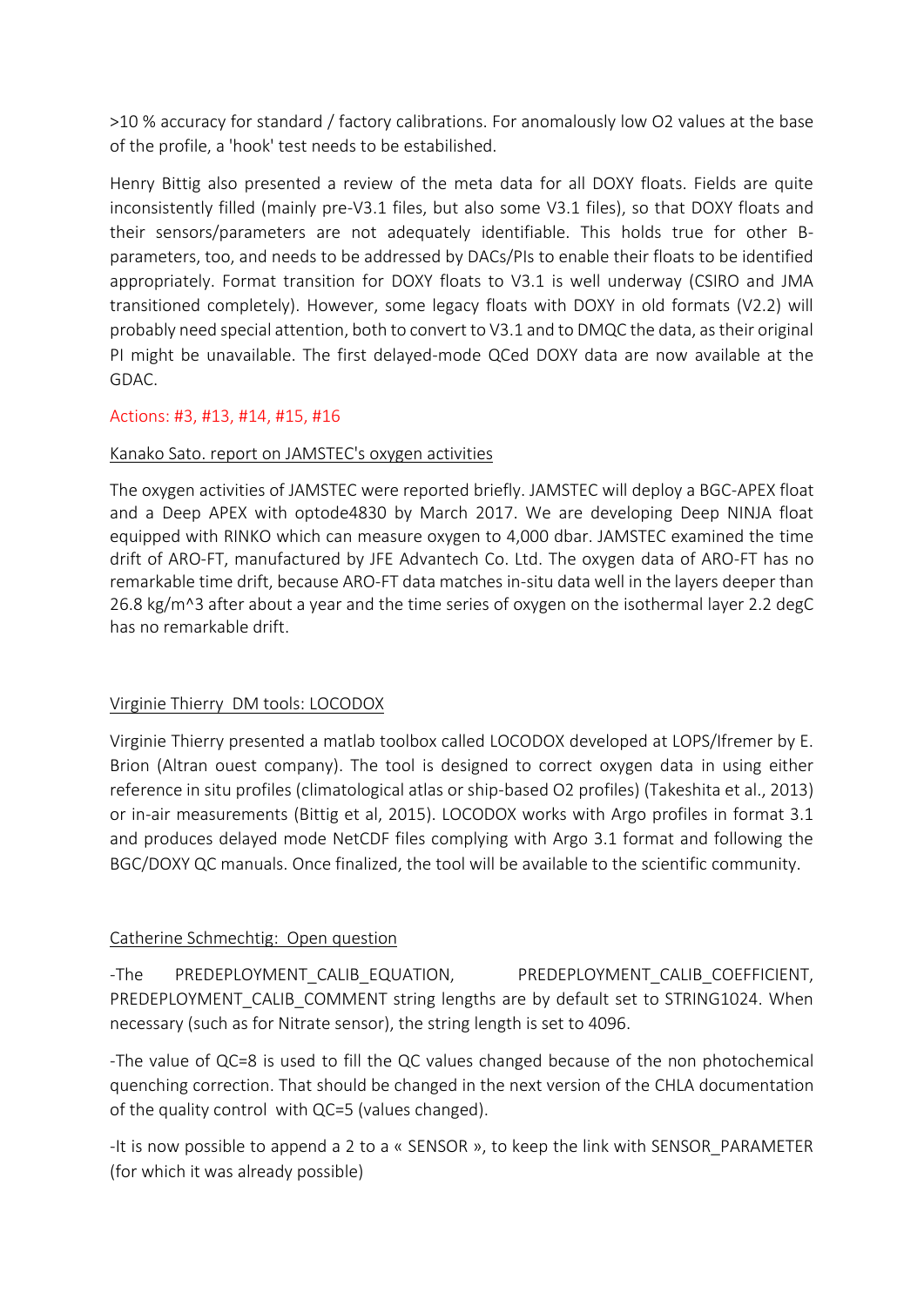>10 % accuracy for standard / factory calibrations. For anomalously low O2 values at the base of the profile, a 'hook' test needs to be estabilished.

Henry Bittig also presented a review of the meta data for all DOXY floats. Fields are quite inconsistently filled (mainly pre-V3.1 files, but also some V3.1 files), so that DOXY floats and their sensors/parameters are not adequately identifiable. This holds true for other B-parameters, too, and needs to be addressed by DACs/PIs to enable their floats to be identified appropriately. Format transition for DOXY floats to V3.1 is well underway (CSIRO and JMA transitioned completely). However, some legacy floats with DOXY in old formats (V2.2) will probably need special attention, both to convert to V3.1 and to DMQC the data, as their original PI might be unavailable. The first delayed-mode QCed DOXY data are now available at the GDAC.

Actions: #3, #13, #14, #15, #16

Kanako Sato. report on JAMSTEC's oxygen activities

The oxygen activities of JAMSTEC were reported briefly. JAMSTEC will deploy a BGC-APEX float and a Deep APEX with optode4830 by March 2017. We are developing Deep NINJA float equipped with RINKO which can measure oxygen to 4,000 dbar. JAMSTEC examined the time drift of ARO-FT, manufactured by JFE Advantech Co. Ltd. The oxygen data of ARO-FT has no remarkable time drift, because ARO-FT data matches in-situ data well in the layers deeper than 26.8 kg/m^3 after about a year and the time series of oxygen on the isothermal layer 2.2 degC has no remarkable drift.

Virginie Thierry DM tools: LOCODOX

Virginie Thierry presented a matlab toolbox called LOCODOX developed at LOPS/Ifremer by E. Brion (Altran ouest company). The tool is designed to correct oxygen data in using either reference in situ profiles (climatological atlas or ship-based O2 profiles) (Takeshita et al., 2013) or in-air measurements (Bittig et al, 2015). LOCODOX works with Argo profiles in format 3.1 and produces delayed mode NetCDF files complying with Argo 3.1 format and following the BGC/DOXY QC manuals. Once finalized, the tool will be available to the scientific community.

Catherine Schmechtig: Open question

-The PREDEPLOYMENT_CALIB_EQUATION, PREDEPLOYMENT_CALIB_COEFFICIENT, PREDEPLOYMENT_CALIB_COMMENT string lengths are by default set to STRING1024. When necessary (such as for Nitrate sensor), the string length is set to 4096.

-The value of QC=8 is used to fill the QC values changed because of the non photochemical quenching correction. That should be changed in the next version of the CHLA documentation of the quality control with QC=5 (values changed).

-It is now possible to append a 2 to a « SENSOR », to keep the link with SENSOR_PARAMETER (for which it was already possible)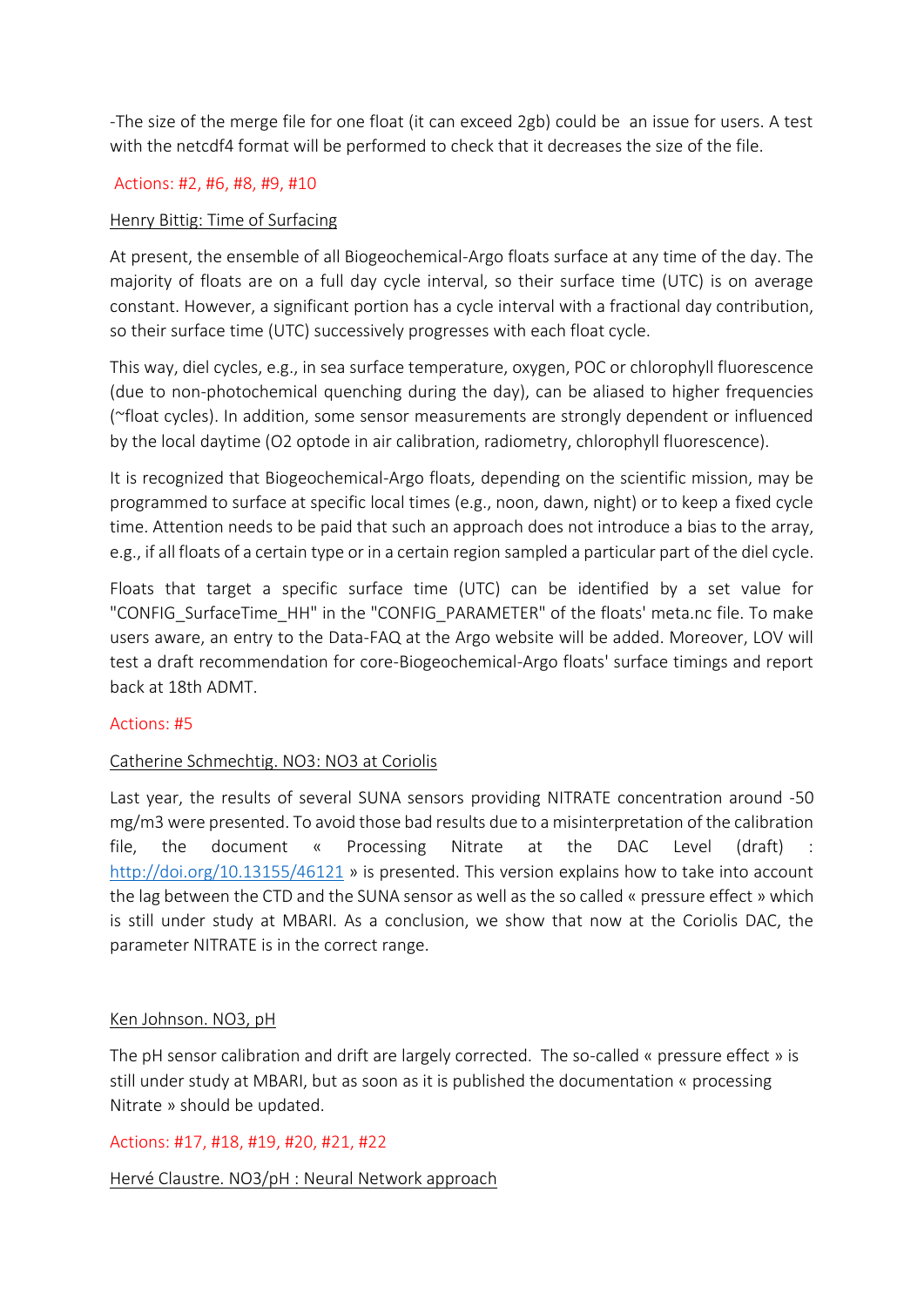-The size of the merge file for one float (it can exceed 2gb) could be an issue for users. A test with the netcdf4 format will be performed to check that it decreases the size of the file.

Actions: #2, #6, #8, #9, #10

Henry Bittig: Time of Surfacing

At present, the ensemble of all Biogeochemical-Argo floats surface at any time of the day. The majority of floats are on a full day cycle interval, so their surface time (UTC) is on average constant. However, a significant portion has a cycle interval with a fractional day contribution, so their surface time (UTC) successively progresses with each float cycle.

This way, diel cycles, e.g., in sea surface temperature, oxygen, POC or chlorophyll fluorescence (due to non-photochemical quenching during the day), can be aliased to higher frequencies (~float cycles). In addition, some sensor measurements are strongly dependent or influenced by the local daytime (O2 optode in air calibration, radiometry, chlorophyll fluorescence).

It is recognized that Biogeochemical-Argo floats, depending on the scientific mission, may be programmed to surface at specific local times (e.g., noon, dawn, night) or to keep a fixed cycle time. Attention needs to be paid that such an approach does not introduce a bias to the array, e.g., if all floats of a certain type or in a certain region sampled a particular part of the diel cycle.

Floats that target a specific surface time (UTC) can be identified by a set value for "CONFIG_SurfaceTime_HH" in the "CONFIG_PARAMETER" of the floats' meta.nc file. To make users aware, an entry to the Data-FAQ at the Argo website will be added. Moreover, LOV will test a draft recommendation for core-Biogeochemical-Argo floats' surface timings and report back at 18th ADMT.

Actions: #5

Catherine Schmechtig. NO3: NO3 at Coriolis

Last year, the results of several SUNA sensors providing NITRATE concentration around -50 mg/m3 were presented. To avoid those bad results due to a misinterpretation of the calibration file, the document « Processing Nitrate at the DAC Level (draft) : http://doi.org/10.13155/46121 » is presented. This version explains how to take into account the lag between the CTD and the SUNA sensor as well as the so called « pressure effect » which is still under study at MBARI. As a conclusion, we show that now at the Coriolis DAC, the parameter NITRATE is in the correct range.

Ken Johnson. NO3, pH

The pH sensor calibration and drift are largely corrected. The so-called « pressure effect » is still under study at MBARI, but as soon as it is published the documentation « processing Nitrate » should be updated.

Actions: #17, #18, #19, #20, #21, #22

Hervé Claustre. NO3/pH : Neural Network approach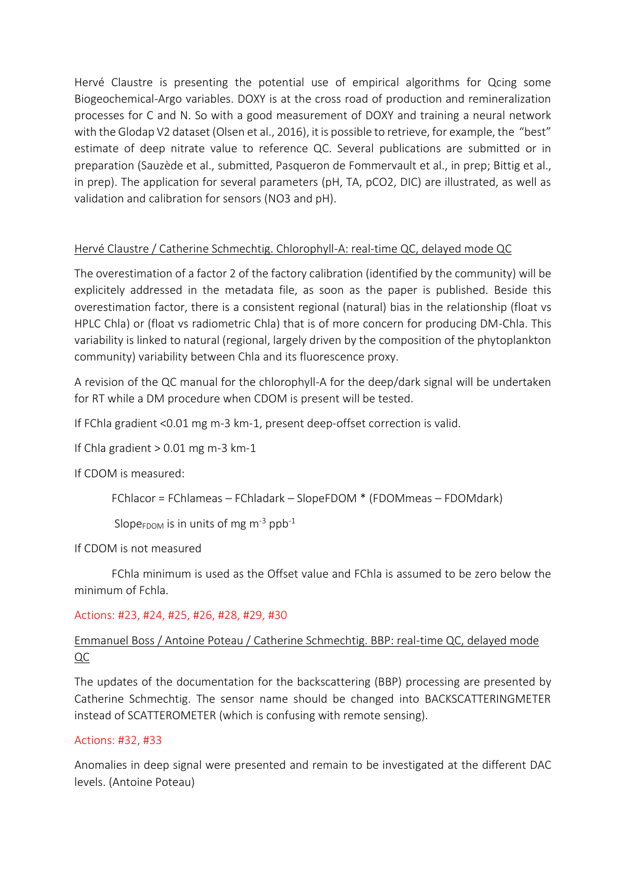Hervé Claustre is presenting the potential use of empirical algorithms for Qcing some Biogeochemical-Argo variables. DOXY is at the cross road of production and remineralization processes for C and N. So with a good measurement of DOXY and training a neural network with the Glodap V2 dataset (Olsen et al., 2016), it is possible to retrieve, for example, the "best" estimate of deep nitrate value to reference QC. Several publications are submitted or in preparation (Sauzède et al., submitted, Pasqueron de Fommervault et al., in prep; Bittig et al., in prep). The application for several parameters (pH, TA, pCO2, DIC) are illustrated, as well as validation and calibration for sensors (NO3 and pH).

<u>Hervé Claustre / Catherine Schmechtig. Chlorophyll-A: real-time QC, delayed mode QC</u>

The overestimation of a factor 2 of the factory calibration (identified by the community) will be explicitely addressed in the metadata file, as soon as the paper is published. Beside this overestimation factor, there is a consistent regional (natural) bias in the relationship (float vs HPLC Chla) or (float vs radiometric Chla) that is of more concern for producing DM-Chla. This variability is linked to natural (regional, largely driven by the composition of the phytoplankton community) variability between Chla and its fluorescence proxy.

A revision of the QC manual for the chlorophyll-A for the deep/dark signal will be undertaken for RT while a DM procedure when CDOM is present will be tested.

If FChla gradient <0.01 mg m-3 km-1, present deep-offset correction is valid.

If Chla gradient > 0.01 mg m-3 km-1

If CDOM is measured:

FChlacor = FChlameas – FChladark – SlopeFDOM * (FDOMmeas – FDOMdark)

$Slope_{FDOM}$ is in units of mg $m^{-3}$ $ppb^{-1}$

If CDOM is not measured

FChla minimum is used as the Offset value and FChla is assumed to be zero below the minimum of Fchla.

Actions: #23, #24, #25, #26, #28, #29, #30

<u>Emmanuel Boss / Antoine Poteau / Catherine Schmechtig. BBP: real-time QC, delayed mode QC</u>

The updates of the documentation for the backscattering (BBP) processing are presented by Catherine Schmechtig. The sensor name should be changed into BACKSCATTERINGMETER instead of SCATTEROMETER (which is confusing with remote sensing).

Actions: #32, #33

Anomalies in deep signal were presented and remain to be investigated at the different DAC levels. (Antoine Poteau)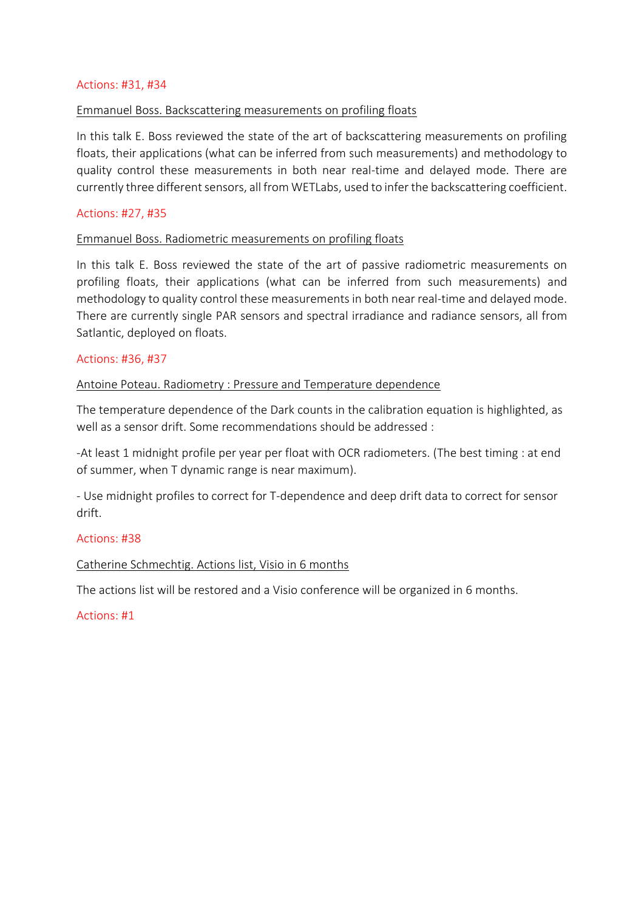Actions: #31, #34

Emmanuel Boss. Backscattering measurements on profiling floats

In this talk E. Boss reviewed the state of the art of backscattering measurements on profiling floats, their applications (what can be inferred from such measurements) and methodology to quality control these measurements in both near real-time and delayed mode. There are currently three different sensors, all from WETLabs, used to infer the backscattering coefficient.

Actions: #27, #35

Emmanuel Boss. Radiometric measurements on profiling floats

In this talk E. Boss reviewed the state of the art of passive radiometric measurements on profiling floats, their applications (what can be inferred from such measurements) and methodology to quality control these measurements in both near real-time and delayed mode. There are currently single PAR sensors and spectral irradiance and radiance sensors, all from Satlantic, deployed on floats.

Actions: #36, #37

Antoine Poteau. Radiometry : Pressure and Temperature dependence

The temperature dependence of the Dark counts in the calibration equation is highlighted, as well as a sensor drift. Some recommendations should be addressed :

-At least 1 midnight profile per year per float with OCR radiometers. (The best timing : at end of summer, when T dynamic range is near maximum).

- Use midnight profiles to correct for T-dependence and deep drift data to correct for sensor drift.

Actions: #38

Catherine Schmechtig. Actions list, Visio in 6 months

The actions list will be restored and a Visio conference will be organized in 6 months.

Actions: #1